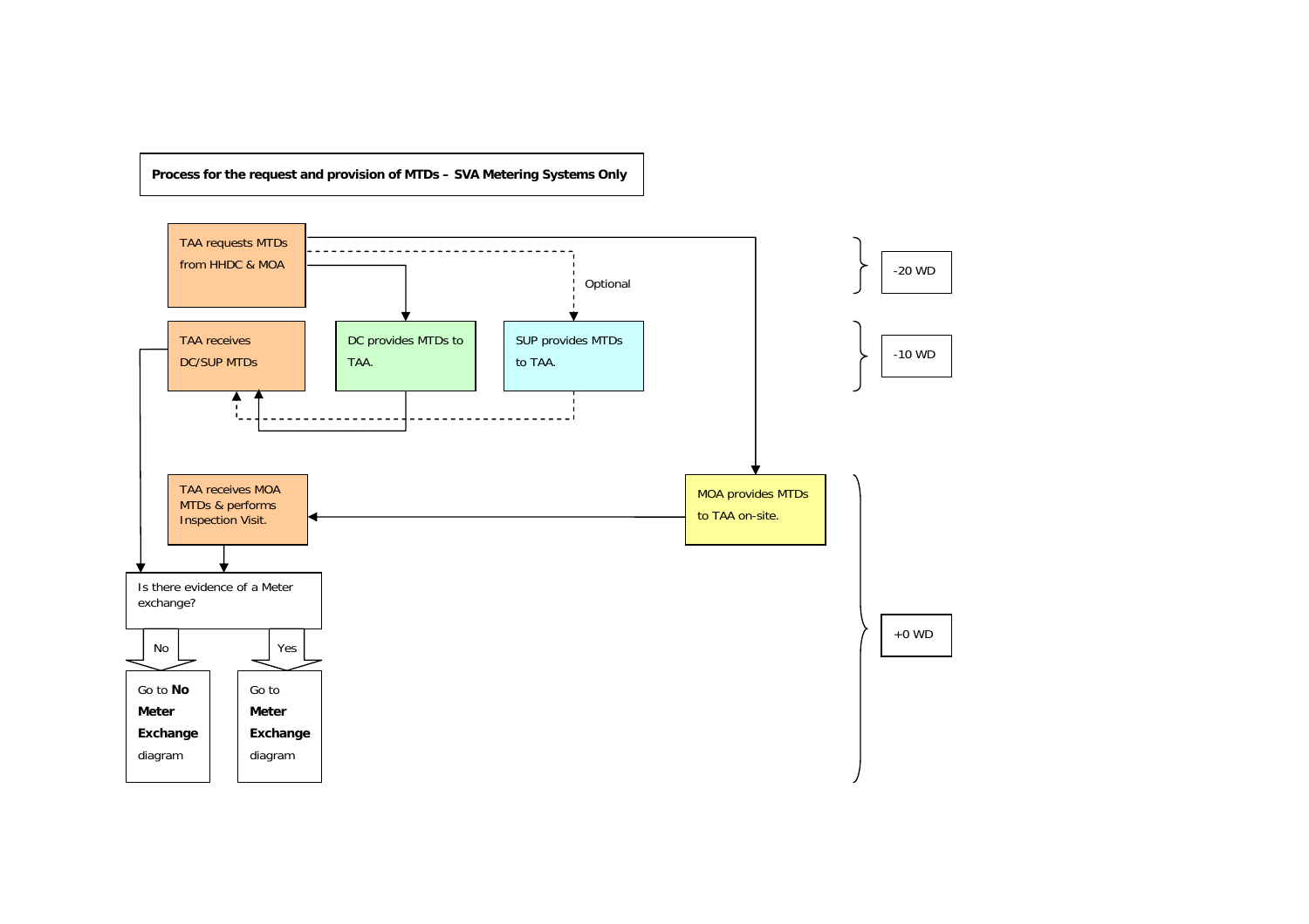**Process for the request and provision of MTDs – SVA Metering Systems Only**

TAA requests MTDs from HHDC & MOA

Optional

DC provides MTDs to TAA.

SUP provides MTDs to TAA.

TAA receives DC/SUP MTDs

-20 WD

-10 WD

MOA provides MTDs to TAA on-site.

TAA receives MOA MTDs & performs Inspection Visit.

Is there evidence of a Meter exchange?

No

Yes

Go to **No Meter Exchange** diagram

Go to **Meter Exchange** diagram

+0 WD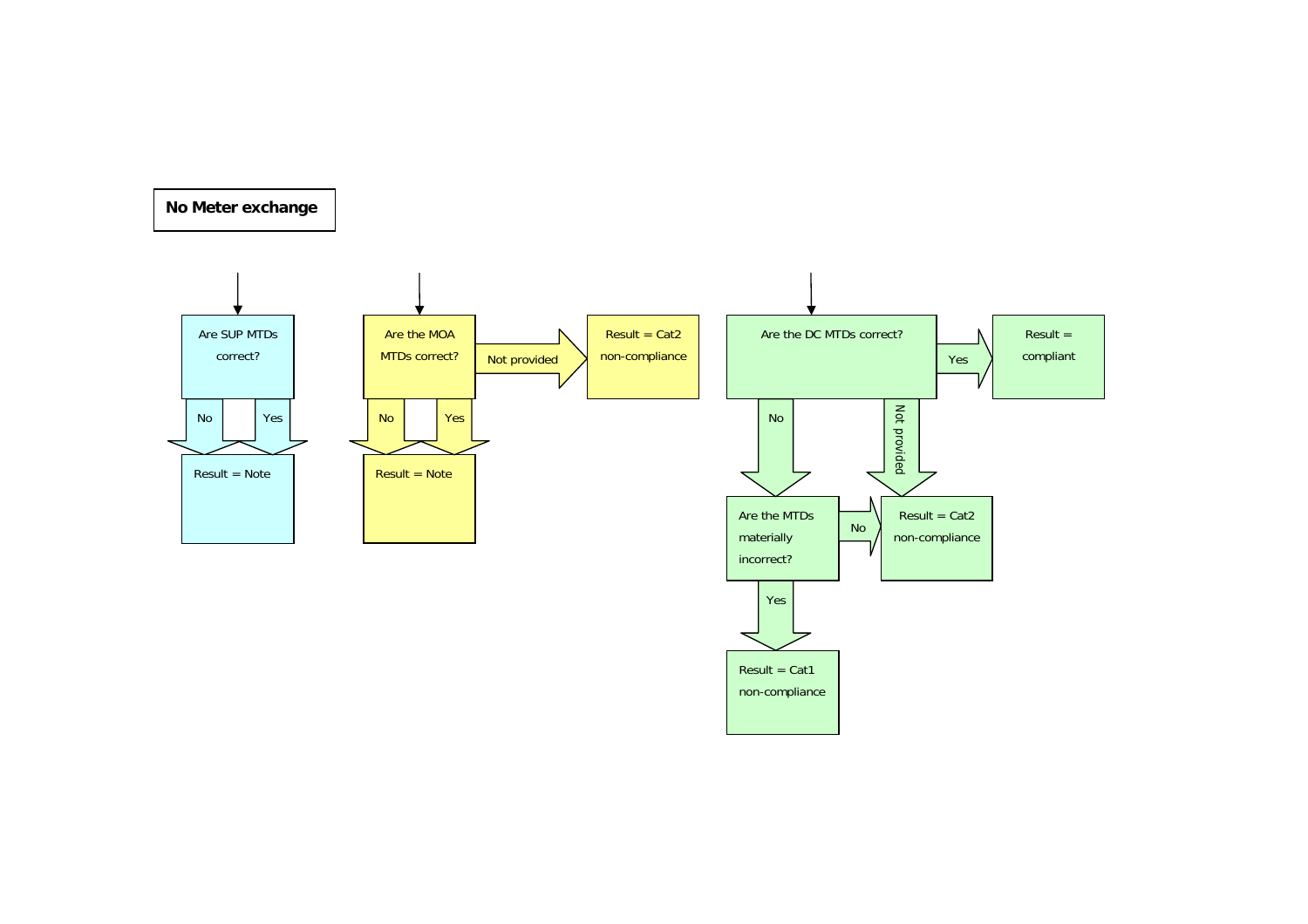**No Meter exchange**

Are SUP MTDs correct?

- No → Result = Note
- Yes → Result = Note

Are the MOA MTDs correct?

- Not provided → Result = Cat2 non-compliance
- No → Result = Note
- Yes → Result = Note

Are the DC MTDs correct?

- Yes → Result = compliant
- Not provided → Result = Cat2 non-compliance
- No → Are the MTDs materially incorrect?
  - No → Result = Cat2 non-compliance
  - Yes → Result = Cat1 non-compliance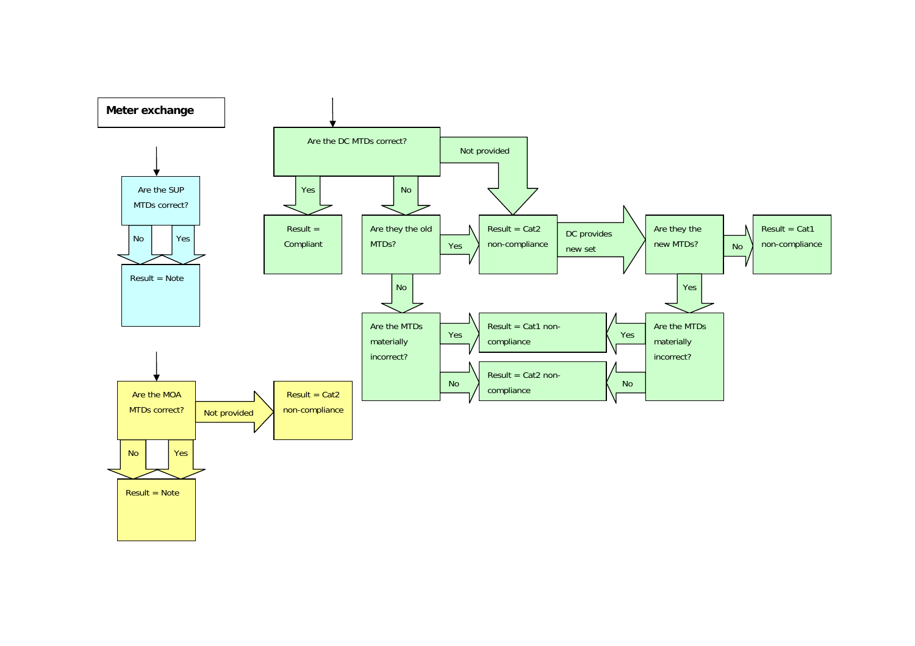**Meter exchange**

Are the SUP MTDs correct?

No

Yes

Result = Note

Are the MOA MTDs correct?

Not provided

Result = Cat2 non-compliance

No

Yes

Result = Note

Are the DC MTDs correct?

Not provided

Yes

No

Result = Compliant

Are they the old MTDs?

Yes

Result = Cat2 non-compliance

DC provides new set

Are they the new MTDs?

No

Result = Cat1 non-compliance

No

Yes

Are the MTDs materially incorrect?

Yes

Result = Cat1 non-compliance

Yes

Are the MTDs materially incorrect?

No

Result = Cat2 non-compliance

No